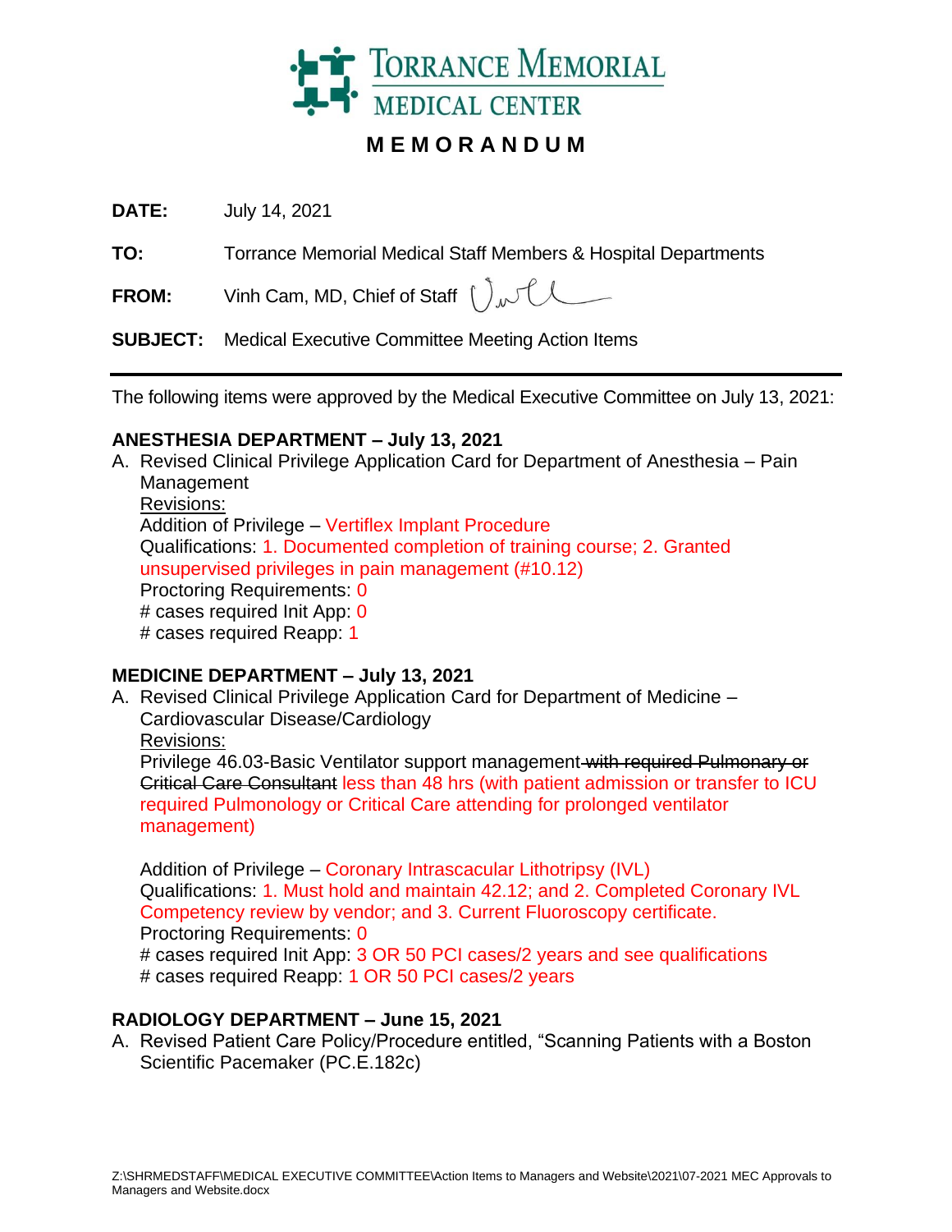# TORRANCE MEMORIAL MEDICAL CENTER

## MEMORANDUM

**DATE:** July 14, 2021

**TO:** Torrance Memorial Medical Staff Members & Hospital Departments

**FROM:** Vinh Cam, MD, Chief of Staff

**SUBJECT:** Medical Executive Committee Meeting Action Items

---

The following items were approved by the Medical Executive Committee on July 13, 2021:

**ANESTHESIA DEPARTMENT – July 13, 2021**

A. Revised Clinical Privilege Application Card for Department of Anesthesia – Pain Management
   Revisions:
   Addition of Privilege – Vertiflex Implant Procedure
   Qualifications: 1. Documented completion of training course; 2. Granted unsupervised privileges in pain management (#10.12)
   Proctoring Requirements: 0
   # cases required Init App: 0
   # cases required Reapp: 1

**MEDICINE DEPARTMENT – July 13, 2021**

A. Revised Clinical Privilege Application Card for Department of Medicine – Cardiovascular Disease/Cardiology
   Revisions:
   Privilege 46.03-Basic Ventilator support management ~~with required Pulmonary or Critical Care Consultant~~ less than 48 hrs (with patient admission or transfer to ICU required Pulmonology or Critical Care attending for prolonged ventilator management)

   Addition of Privilege – Coronary Intrascacular Lithotripsy (IVL)
   Qualifications: 1. Must hold and maintain 42.12; and 2. Completed Coronary IVL Competency review by vendor; and 3. Current Fluoroscopy certificate.
   Proctoring Requirements: 0
   # cases required Init App: 3 OR 50 PCI cases/2 years and see qualifications
   # cases required Reapp: 1 OR 50 PCI cases/2 years

**RADIOLOGY DEPARTMENT – June 15, 2021**

A. Revised Patient Care Policy/Procedure entitled, "Scanning Patients with a Boston Scientific Pacemaker (PC.E.182c)

Z:\SHRMEDSTAFF\MEDICAL EXECUTIVE COMMITTEE\Action Items to Managers and Website\2021\07-2021 MEC Approvals to Managers and Website.docx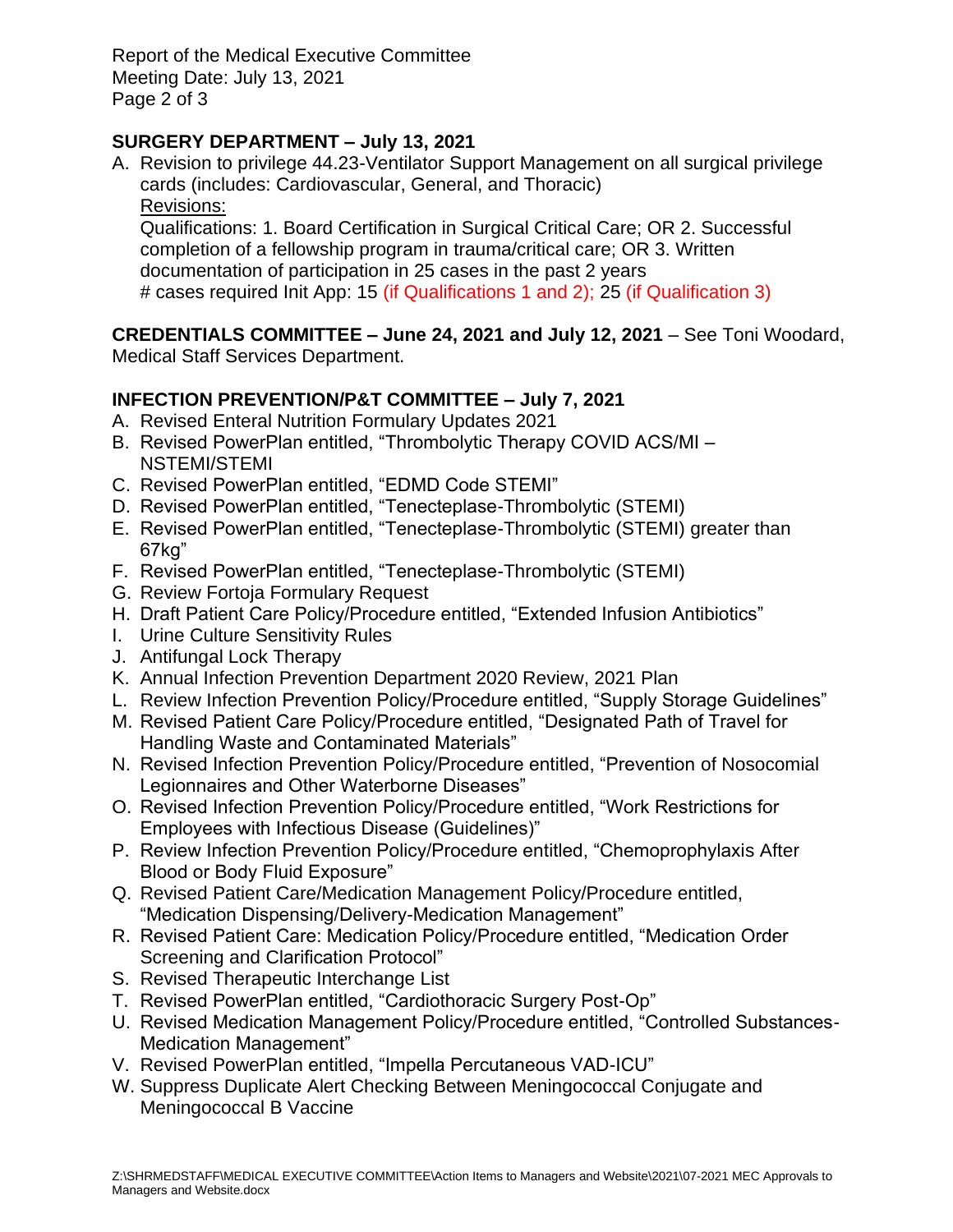## SURGERY DEPARTMENT – July 13, 2021

A. Revision to privilege 44.23-Ventilator Support Management on all surgical privilege cards (includes: Cardiovascular, General, and Thoracic)
   Revisions:
   Qualifications: 1. Board Certification in Surgical Critical Care; OR 2. Successful completion of a fellowship program in trauma/critical care; OR 3. Written documentation of participation in 25 cases in the past 2 years
   # cases required Init App: 15 (if Qualifications 1 and 2); 25 (if Qualification 3)

**CREDENTIALS COMMITTEE – June 24, 2021 and July 12, 2021** – See Toni Woodard, Medical Staff Services Department.

## INFECTION PREVENTION/P&T COMMITTEE – July 7, 2021

A. Revised Enteral Nutrition Formulary Updates 2021
B. Revised PowerPlan entitled, "Thrombolytic Therapy COVID ACS/MI – NSTEMI/STEMI
C. Revised PowerPlan entitled, "EDMD Code STEMI"
D. Revised PowerPlan entitled, "Tenecteplase-Thrombolytic (STEMI)
E. Revised PowerPlan entitled, "Tenecteplase-Thrombolytic (STEMI) greater than 67kg"
F. Revised PowerPlan entitled, "Tenecteplase-Thrombolytic (STEMI)
G. Review Fortoja Formulary Request
H. Draft Patient Care Policy/Procedure entitled, "Extended Infusion Antibiotics"
I. Urine Culture Sensitivity Rules
J. Antifungal Lock Therapy
K. Annual Infection Prevention Department 2020 Review, 2021 Plan
L. Review Infection Prevention Policy/Procedure entitled, "Supply Storage Guidelines"
M. Revised Patient Care Policy/Procedure entitled, "Designated Path of Travel for Handling Waste and Contaminated Materials"
N. Revised Infection Prevention Policy/Procedure entitled, "Prevention of Nosocomial Legionnaires and Other Waterborne Diseases"
O. Revised Infection Prevention Policy/Procedure entitled, "Work Restrictions for Employees with Infectious Disease (Guidelines)"
P. Review Infection Prevention Policy/Procedure entitled, "Chemoprophylaxis After Blood or Body Fluid Exposure"
Q. Revised Patient Care/Medication Management Policy/Procedure entitled, "Medication Dispensing/Delivery-Medication Management"
R. Revised Patient Care: Medication Policy/Procedure entitled, "Medication Order Screening and Clarification Protocol"
S. Revised Therapeutic Interchange List
T. Revised PowerPlan entitled, "Cardiothoracic Surgery Post-Op"
U. Revised Medication Management Policy/Procedure entitled, "Controlled Substances-Medication Management"
V. Revised PowerPlan entitled, "Impella Percutaneous VAD-ICU"
W. Suppress Duplicate Alert Checking Between Meningococcal Conjugate and Meningococcal B Vaccine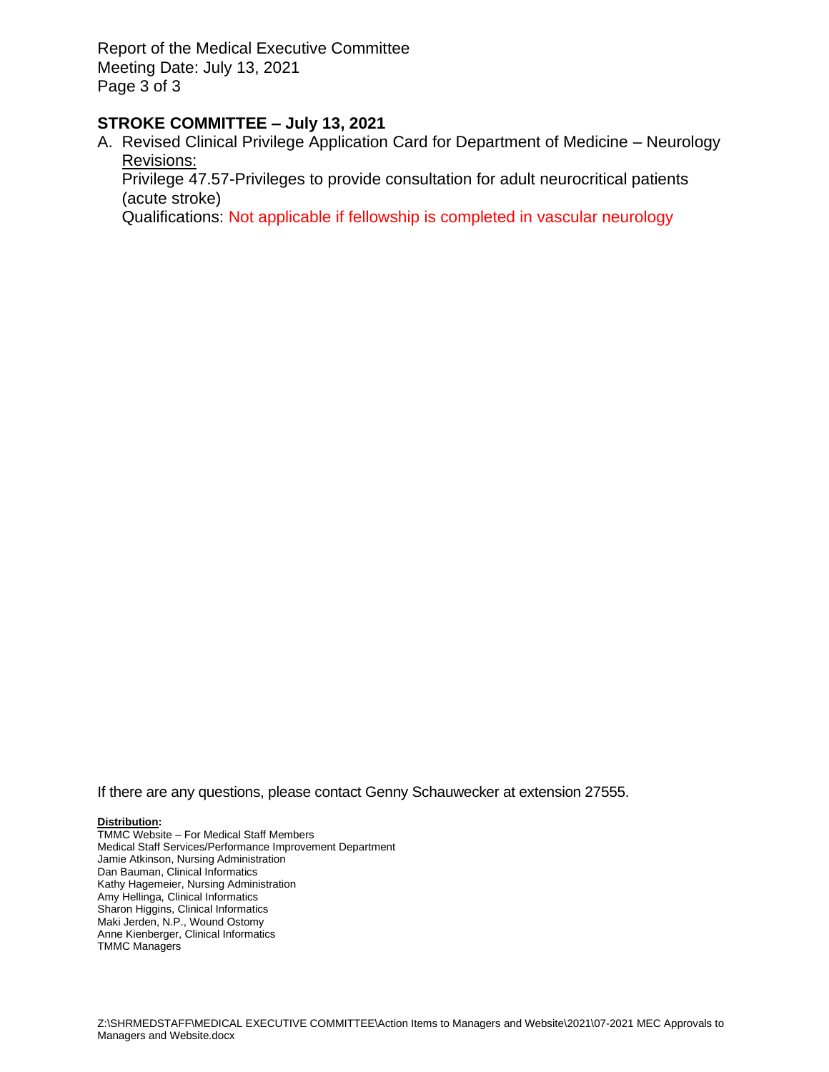## STROKE COMMITTEE – July 13, 2021

A. Revised Clinical Privilege Application Card for Department of Medicine – Neurology

   Revisions:

   Privilege 47.57-Privileges to provide consultation for adult neurocritical patients (acute stroke)

   Qualifications: Not applicable if fellowship is completed in vascular neurology

If there are any questions, please contact Genny Schauwecker at extension 27555.

**Distribution:**

TMMC Website – For Medical Staff Members
Medical Staff Services/Performance Improvement Department
Jamie Atkinson, Nursing Administration
Dan Bauman, Clinical Informatics
Kathy Hagemeier, Nursing Administration
Amy Hellinga, Clinical Informatics
Sharon Higgins, Clinical Informatics
Maki Jerden, N.P., Wound Ostomy
Anne Kienberger, Clinical Informatics
TMMC Managers

Z:\SHRMEDSTAFF\MEDICAL EXECUTIVE COMMITTEE\Action Items to Managers and Website\2021\07-2021 MEC Approvals to Managers and Website.docx